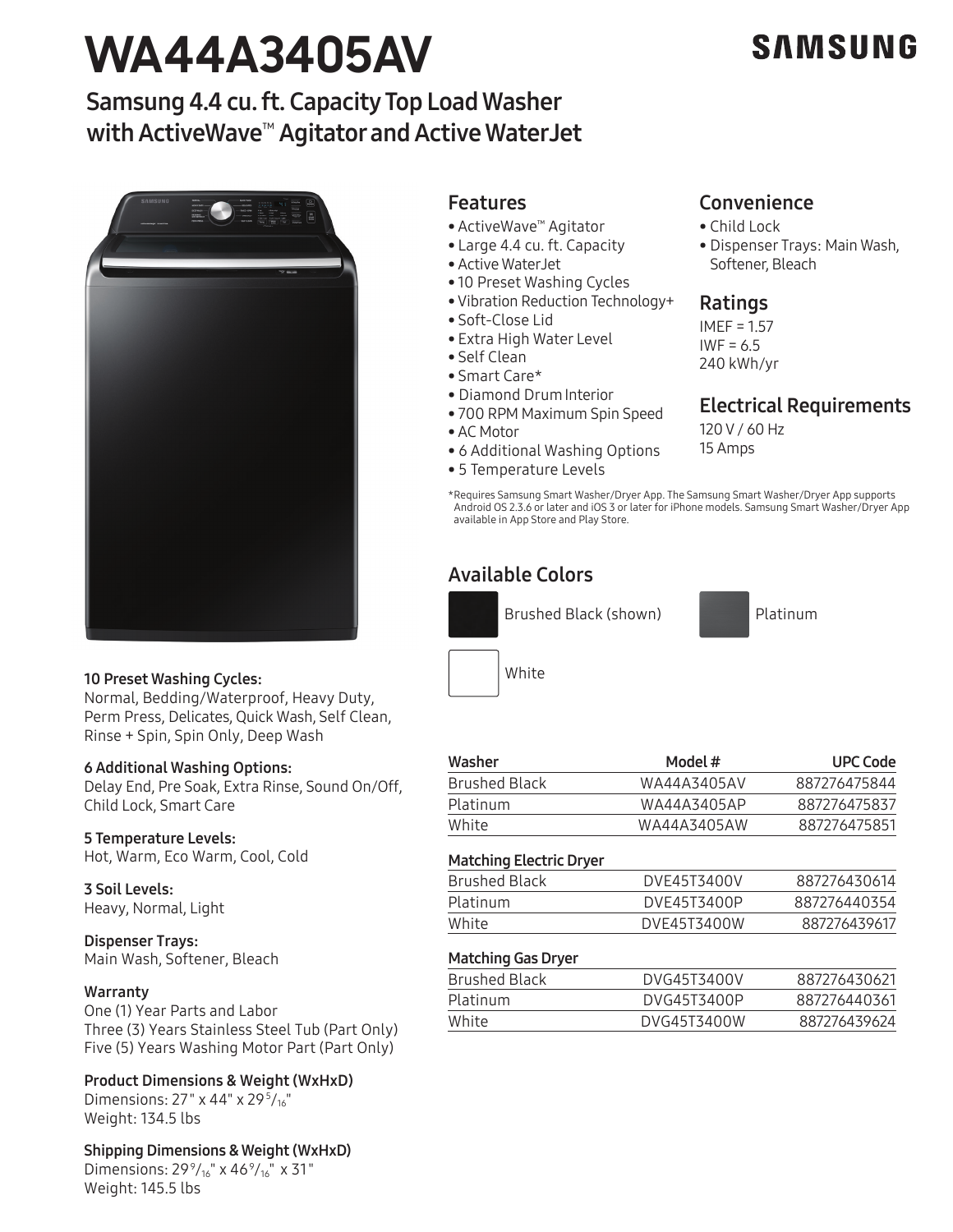# WA44A3405AV

SAMSUNG

## Samsung 4.4 cu. ft. Capacity Top Load Washer with ActiveWave™ Agitator and Active WaterJet

### Features

- ActiveWave™ Agitator
- Large 4.4 cu. ft. Capacity
- Active WaterJet
- 10 Preset Washing Cycles
- Vibration Reduction Technology+
- Soft-Close Lid
- Extra High Water Level
- Self Clean
- Smart Care*
- Diamond Drum Interior
- 700 RPM Maximum Spin Speed
- AC Motor
- 6 Additional Washing Options
- 5 Temperature Levels

### Convenience

- Child Lock
- Dispenser Trays: Main Wash, Softener, Bleach

### Ratings

IMEF = 1.57
IWF = 6.5
240 kWh/yr

### Electrical Requirements

120 V / 60 Hz
15 Amps

*Requires Samsung Smart Washer/Dryer App. The Samsung Smart Washer/Dryer App supports Android OS 2.3.6 or later and iOS 3 or later for iPhone models. Samsung Smart Washer/Dryer App available in App Store and Play Store.

### Available Colors

- Brushed Black (shown)
- Platinum
- White

**10 Preset Washing Cycles:**
Normal, Bedding/Waterproof, Heavy Duty, Perm Press, Delicates, Quick Wash, Self Clean, Rinse + Spin, Spin Only, Deep Wash

**6 Additional Washing Options:**
Delay End, Pre Soak, Extra Rinse, Sound On/Off, Child Lock, Smart Care

**5 Temperature Levels:**
Hot, Warm, Eco Warm, Cool, Cold

**3 Soil Levels:**
Heavy, Normal, Light

**Dispenser Trays:**
Main Wash, Softener, Bleach

**Warranty**
One (1) Year Parts and Labor
Three (3) Years Stainless Steel Tub (Part Only)
Five (5) Years Washing Motor Part (Part Only)

**Product Dimensions & Weight (WxHxD)**
Dimensions: 27" x 44" x 29 5/16"
Weight: 134.5 lbs

**Shipping Dimensions & Weight (WxHxD)**
Dimensions: 29 9/16" x 46 9/16" x 31"
Weight: 145.5 lbs

| Washer | Model # | UPC Code |
|---|---|---|
| Brushed Black | WA44A3405AV | 887276475844 |
| Platinum | WA44A3405AP | 887276475837 |
| White | WA44A3405AW | 887276475851 |

| Matching Electric Dryer | | |
|---|---|---|
| Brushed Black | DVE45T3400V | 887276430614 |
| Platinum | DVE45T3400P | 887276440354 |
| White | DVE45T3400W | 887276439617 |

| Matching Gas Dryer | | |
|---|---|---|
| Brushed Black | DVG45T3400V | 887276430621 |
| Platinum | DVG45T3400P | 887276440361 |
| White | DVG45T3400W | 887276439624 |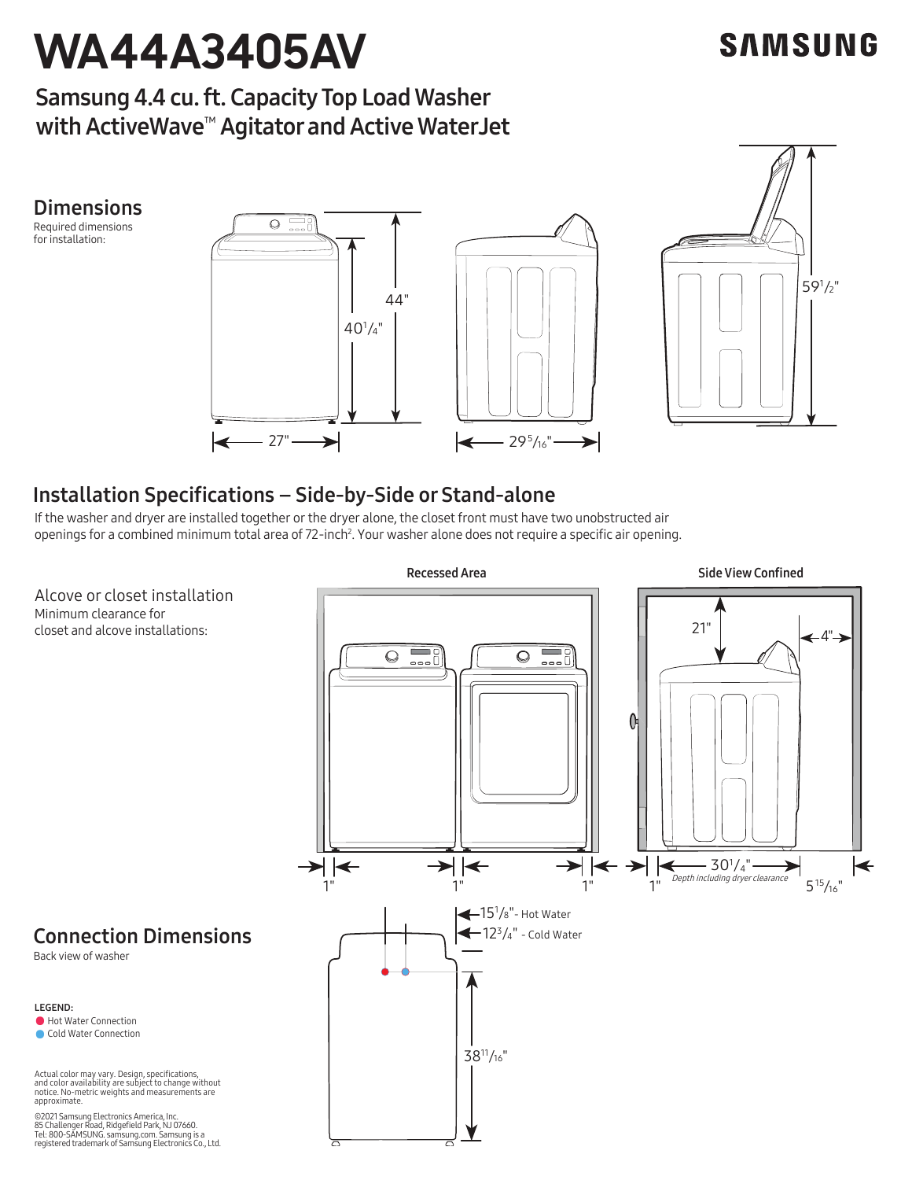# WA44A3405AV

SAMSUNG

## Samsung 4.4 cu. ft. Capacity Top Load Washer with ActiveWave™ Agitator and Active WaterJet

## Dimensions

Required dimensions for installation:

44"

40 1/4"

27"

29 5/16"

59 1/2"

## Installation Specifications – Side-by-Side or Stand-alone

If the washer and dryer are installed together or the dryer alone, the closet front must have two unobstructed air openings for a combined minimum total area of 72-inch². Your washer alone does not require a specific air opening.

### Alcove or closet installation

Minimum clearance for closet and alcove installations:

Recessed Area

1" 1" 1"

Side View Confined

21"

4"

1"

30 1/4"

*Depth including dryer clearance*

5 15/16"

## Connection Dimensions

Back view of washer

15 1/8" - Hot Water

12 3/4" - Cold Water

38 11/16"

LEGEND:

- Hot Water Connection
- Cold Water Connection

Actual color may vary. Design, specifications, and color availability are subject to change without notice. No-metric weights and measurements are approximate.

©2021 Samsung Electronics America, Inc. 85 Challenger Road, Ridgefield Park, NJ 07660. Tel: 800-SAMSUNG. samsung.com. Samsung is a registered trademark of Samsung Electronics Co., Ltd.